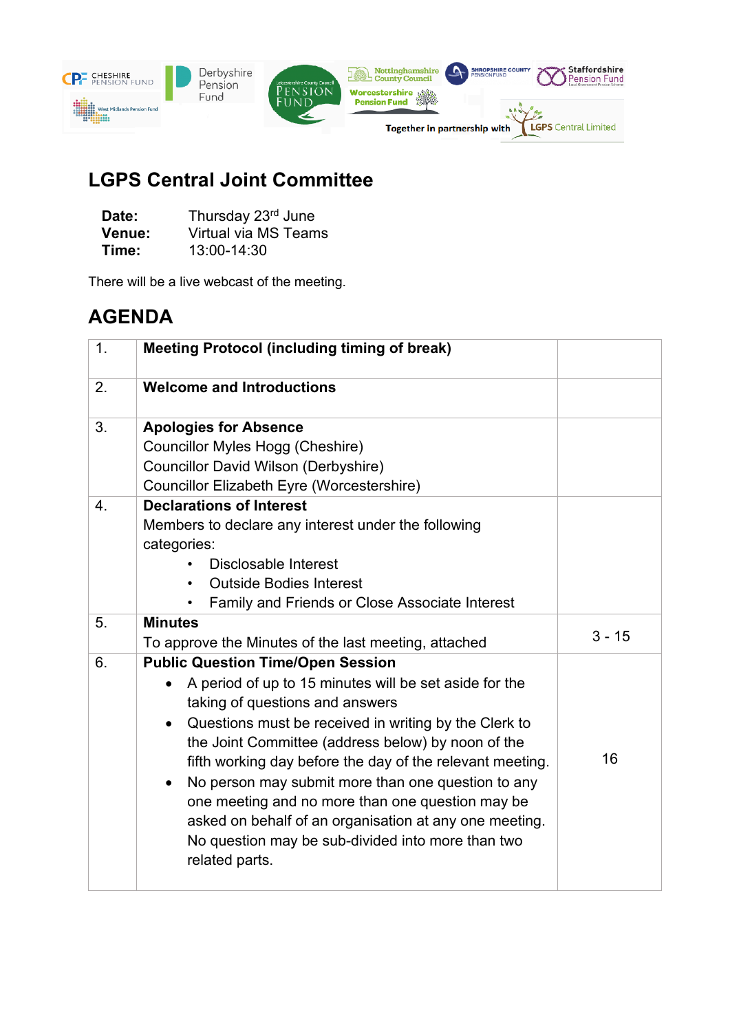# LGPS Central Joint Committee

**Date:** Thursday 23rd June
**Venue:** Virtual via MS Teams
**Time:** 13:00-14:30

There will be a live webcast of the meeting.

## AGENDA

| | | |
|---|---|---|
| 1. | **Meeting Protocol (including timing of break)** | |
| 2. | **Welcome and Introductions** | |
| 3. | **Apologies for Absence**<br>Councillor Myles Hogg (Cheshire)<br>Councillor David Wilson (Derbyshire)<br>Councillor Elizabeth Eyre (Worcestershire) | |
| 4. | **Declarations of Interest**<br>Members to declare any interest under the following categories:<br>• Disclosable Interest<br>• Outside Bodies Interest<br>• Family and Friends or Close Associate Interest | |
| 5. | **Minutes**<br>To approve the Minutes of the last meeting, attached | 3 - 15 |
| 6. | **Public Question Time/Open Session**<br>• A period of up to 15 minutes will be set aside for the taking of questions and answers<br>• Questions must be received in writing by the Clerk to the Joint Committee (address below) by noon of the fifth working day before the day of the relevant meeting.<br>• No person may submit more than one question to any one meeting and no more than one question may be asked on behalf of an organisation at any one meeting. No question may be sub-divided into more than two related parts. | 16 |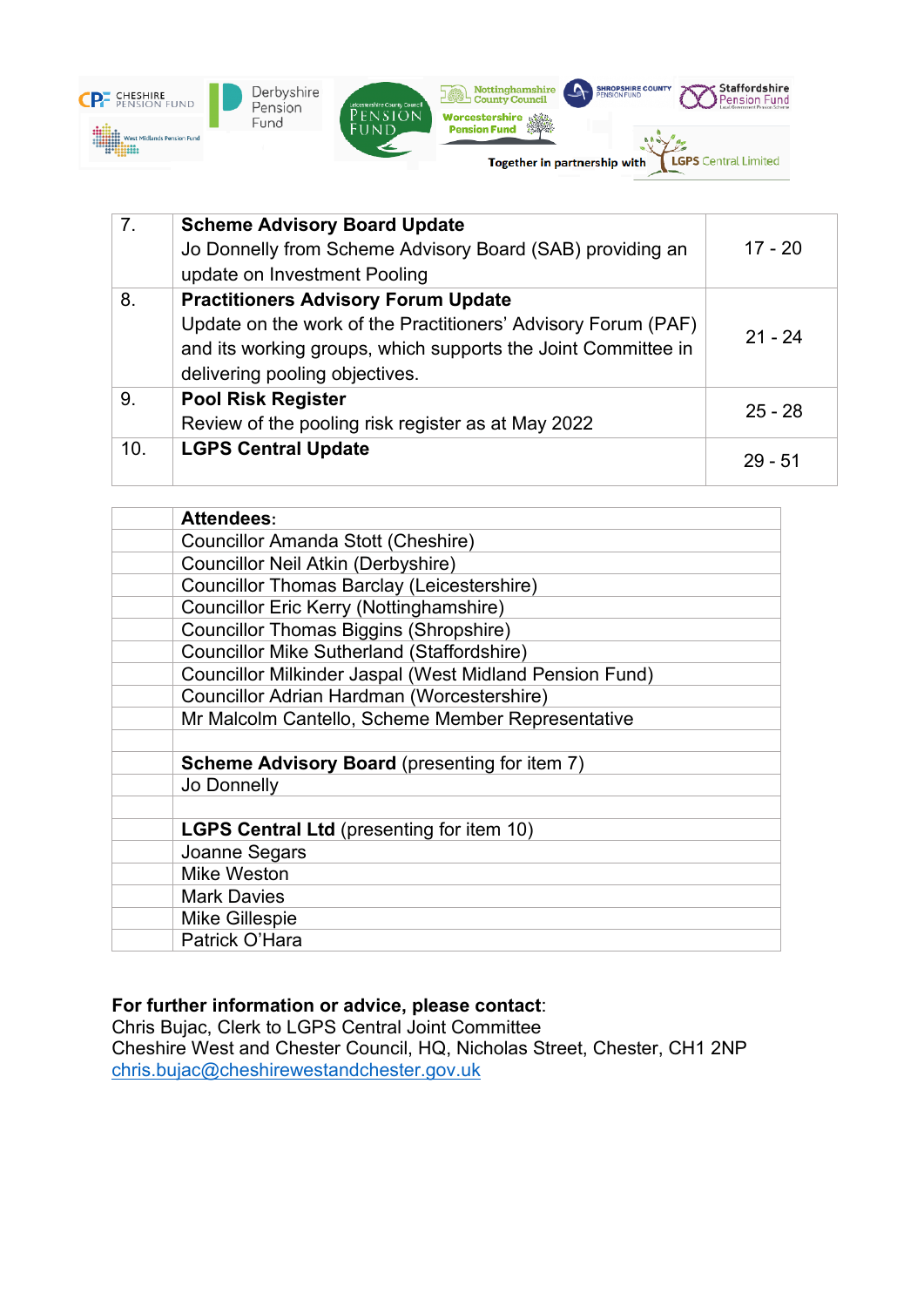| | | |
|---|---|---|
| 7. | **Scheme Advisory Board Update**<br>Jo Donnelly from Scheme Advisory Board (SAB) providing an update on Investment Pooling | 17 - 20 |
| 8. | **Practitioners Advisory Forum Update**<br>Update on the work of the Practitioners' Advisory Forum (PAF) and its working groups, which supports the Joint Committee in delivering pooling objectives. | 21 - 24 |
| 9. | **Pool Risk Register**<br>Review of the pooling risk register as at May 2022 | 25 - 28 |
| 10. | **LGPS Central Update** | 29 - 51 |

| | |
|---|---|
| | **Attendees**: |
| | Councillor Amanda Stott (Cheshire) |
| | Councillor Neil Atkin (Derbyshire) |
| | Councillor Thomas Barclay (Leicestershire) |
| | Councillor Eric Kerry (Nottinghamshire) |
| | Councillor Thomas Biggins (Shropshire) |
| | Councillor Mike Sutherland (Staffordshire) |
| | Councillor Milkinder Jaspal (West Midland Pension Fund) |
| | Councillor Adrian Hardman (Worcestershire) |
| | Mr Malcolm Cantello, Scheme Member Representative |
| | |
| | **Scheme Advisory Board** (presenting for item 7) |
| | Jo Donnelly |
| | |
| | **LGPS Central Ltd** (presenting for item 10) |
| | Joanne Segars |
| | Mike Weston |
| | Mark Davies |
| | Mike Gillespie |
| | Patrick O'Hara |

**For further information or advice, please contact**:
Chris Bujac, Clerk to LGPS Central Joint Committee
Cheshire West and Chester Council, HQ, Nicholas Street, Chester, CH1 2NP
chris.bujac@cheshirewestandchester.gov.uk